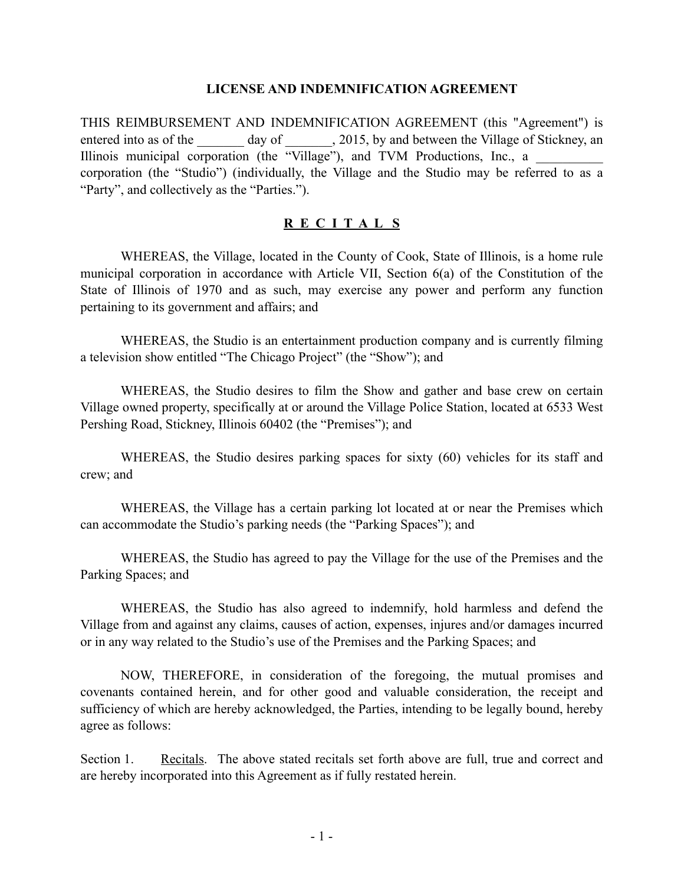# LICENSE AND INDEMNIFICATION AGREEMENT

THIS REIMBURSEMENT AND INDEMNIFICATION AGREEMENT (this "Agreement") is entered into as of the _______ day of _______, 2015, by and between the Village of Stickney, an Illinois municipal corporation (the “Village”), and TVM Productions, Inc., a __________ corporation (the “Studio”) (individually, the Village and the Studio may be referred to as a “Party”, and collectively as the “Parties.”).

## R E C I T A L S

WHEREAS, the Village, located in the County of Cook, State of Illinois, is a home rule municipal corporation in accordance with Article VII, Section 6(a) of the Constitution of the State of Illinois of 1970 and as such, may exercise any power and perform any function pertaining to its government and affairs; and

WHEREAS, the Studio is an entertainment production company and is currently filming a television show entitled “The Chicago Project” (the “Show”); and

WHEREAS, the Studio desires to film the Show and gather and base crew on certain Village owned property, specifically at or around the Village Police Station, located at 6533 West Pershing Road, Stickney, Illinois 60402 (the “Premises”); and

WHEREAS, the Studio desires parking spaces for sixty (60) vehicles for its staff and crew; and

WHEREAS, the Village has a certain parking lot located at or near the Premises which can accommodate the Studio’s parking needs (the “Parking Spaces”); and

WHEREAS, the Studio has agreed to pay the Village for the use of the Premises and the Parking Spaces; and

WHEREAS, the Studio has also agreed to indemnify, hold harmless and defend the Village from and against any claims, causes of action, expenses, injures and/or damages incurred or in any way related to the Studio’s use of the Premises and the Parking Spaces; and

NOW, THEREFORE, in consideration of the foregoing, the mutual promises and covenants contained herein, and for other good and valuable consideration, the receipt and sufficiency of which are hereby acknowledged, the Parties, intending to be legally bound, hereby agree as follows:

Section 1. Recitals. The above stated recitals set forth above are full, true and correct and are hereby incorporated into this Agreement as if fully restated herein.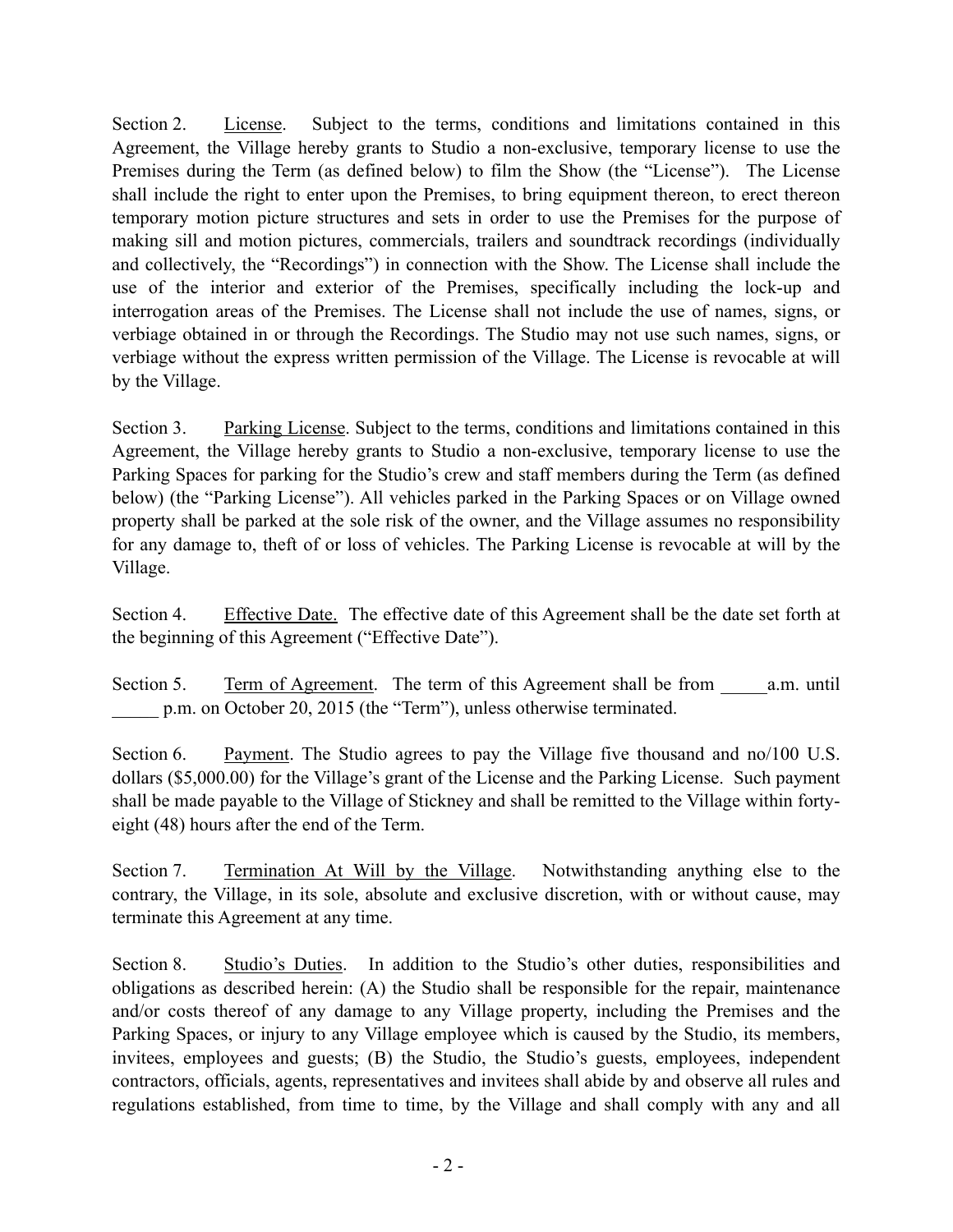Section 2. <u>License</u>. Subject to the terms, conditions and limitations contained in this Agreement, the Village hereby grants to Studio a non-exclusive, temporary license to use the Premises during the Term (as defined below) to film the Show (the "License"). The License shall include the right to enter upon the Premises, to bring equipment thereon, to erect thereon temporary motion picture structures and sets in order to use the Premises for the purpose of making sill and motion pictures, commercials, trailers and soundtrack recordings (individually and collectively, the "Recordings") in connection with the Show. The License shall include the use of the interior and exterior of the Premises, specifically including the lock-up and interrogation areas of the Premises. The License shall not include the use of names, signs, or verbiage obtained in or through the Recordings. The Studio may not use such names, signs, or verbiage without the express written permission of the Village. The License is revocable at will by the Village.

Section 3. <u>Parking License</u>. Subject to the terms, conditions and limitations contained in this Agreement, the Village hereby grants to Studio a non-exclusive, temporary license to use the Parking Spaces for parking for the Studio's crew and staff members during the Term (as defined below) (the "Parking License"). All vehicles parked in the Parking Spaces or on Village owned property shall be parked at the sole risk of the owner, and the Village assumes no responsibility for any damage to, theft of or loss of vehicles. The Parking License is revocable at will by the Village.

Section 4. <u>Effective Date.</u> The effective date of this Agreement shall be the date set forth at the beginning of this Agreement ("Effective Date").

Section 5. <u>Term of Agreement</u>. The term of this Agreement shall be from _____a.m. until _____ p.m. on October 20, 2015 (the "Term"), unless otherwise terminated.

Section 6. <u>Payment</u>. The Studio agrees to pay the Village five thousand and no/100 U.S. dollars ($5,000.00) for the Village's grant of the License and the Parking License. Such payment shall be made payable to the Village of Stickney and shall be remitted to the Village within forty-eight (48) hours after the end of the Term.

Section 7. <u>Termination At Will by the Village</u>. Notwithstanding anything else to the contrary, the Village, in its sole, absolute and exclusive discretion, with or without cause, may terminate this Agreement at any time.

Section 8. <u>Studio's Duties</u>. In addition to the Studio's other duties, responsibilities and obligations as described herein: (A) the Studio shall be responsible for the repair, maintenance and/or costs thereof of any damage to any Village property, including the Premises and the Parking Spaces, or injury to any Village employee which is caused by the Studio, its members, invitees, employees and guests; (B) the Studio, the Studio's guests, employees, independent contractors, officials, agents, representatives and invitees shall abide by and observe all rules and regulations established, from time to time, by the Village and shall comply with any and all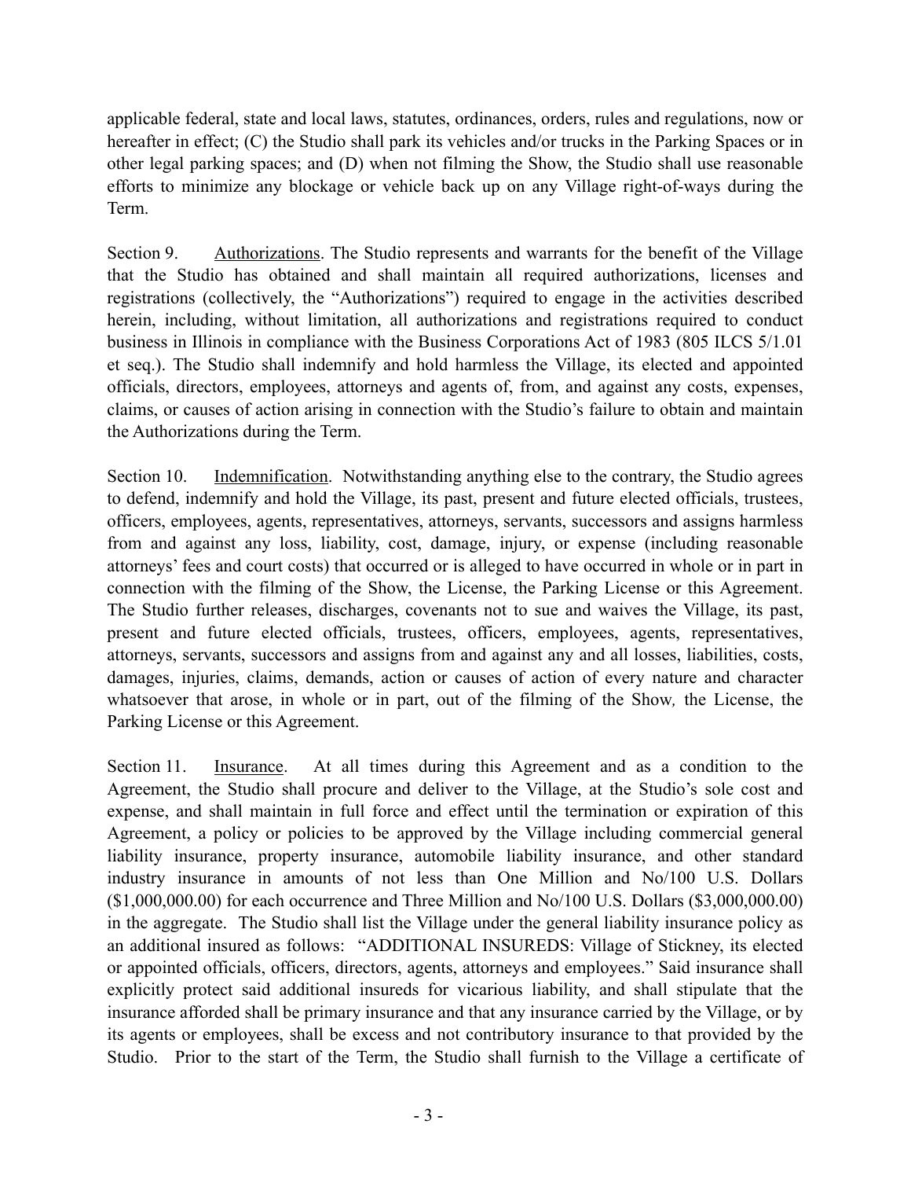applicable federal, state and local laws, statutes, ordinances, orders, rules and regulations, now or hereafter in effect; (C) the Studio shall park its vehicles and/or trucks in the Parking Spaces or in other legal parking spaces; and (D) when not filming the Show, the Studio shall use reasonable efforts to minimize any blockage or vehicle back up on any Village right-of-ways during the Term.

Section 9. Authorizations. The Studio represents and warrants for the benefit of the Village that the Studio has obtained and shall maintain all required authorizations, licenses and registrations (collectively, the "Authorizations") required to engage in the activities described herein, including, without limitation, all authorizations and registrations required to conduct business in Illinois in compliance with the Business Corporations Act of 1983 (805 ILCS 5/1.01 et seq.). The Studio shall indemnify and hold harmless the Village, its elected and appointed officials, directors, employees, attorneys and agents of, from, and against any costs, expenses, claims, or causes of action arising in connection with the Studio's failure to obtain and maintain the Authorizations during the Term.

Section 10. Indemnification. Notwithstanding anything else to the contrary, the Studio agrees to defend, indemnify and hold the Village, its past, present and future elected officials, trustees, officers, employees, agents, representatives, attorneys, servants, successors and assigns harmless from and against any loss, liability, cost, damage, injury, or expense (including reasonable attorneys' fees and court costs) that occurred or is alleged to have occurred in whole or in part in connection with the filming of the Show, the License, the Parking License or this Agreement. The Studio further releases, discharges, covenants not to sue and waives the Village, its past, present and future elected officials, trustees, officers, employees, agents, representatives, attorneys, servants, successors and assigns from and against any and all losses, liabilities, costs, damages, injuries, claims, demands, action or causes of action of every nature and character whatsoever that arose, in whole or in part, out of the filming of the Show*,* the License, the Parking License or this Agreement.

Section 11. Insurance. At all times during this Agreement and as a condition to the Agreement, the Studio shall procure and deliver to the Village, at the Studio's sole cost and expense, and shall maintain in full force and effect until the termination or expiration of this Agreement, a policy or policies to be approved by the Village including commercial general liability insurance, property insurance, automobile liability insurance, and other standard industry insurance in amounts of not less than One Million and No/100 U.S. Dollars ($1,000,000.00) for each occurrence and Three Million and No/100 U.S. Dollars ($3,000,000.00) in the aggregate. The Studio shall list the Village under the general liability insurance policy as an additional insured as follows: "ADDITIONAL INSUREDS: Village of Stickney, its elected or appointed officials, officers, directors, agents, attorneys and employees." Said insurance shall explicitly protect said additional insureds for vicarious liability, and shall stipulate that the insurance afforded shall be primary insurance and that any insurance carried by the Village, or by its agents or employees, shall be excess and not contributory insurance to that provided by the Studio. Prior to the start of the Term, the Studio shall furnish to the Village a certificate of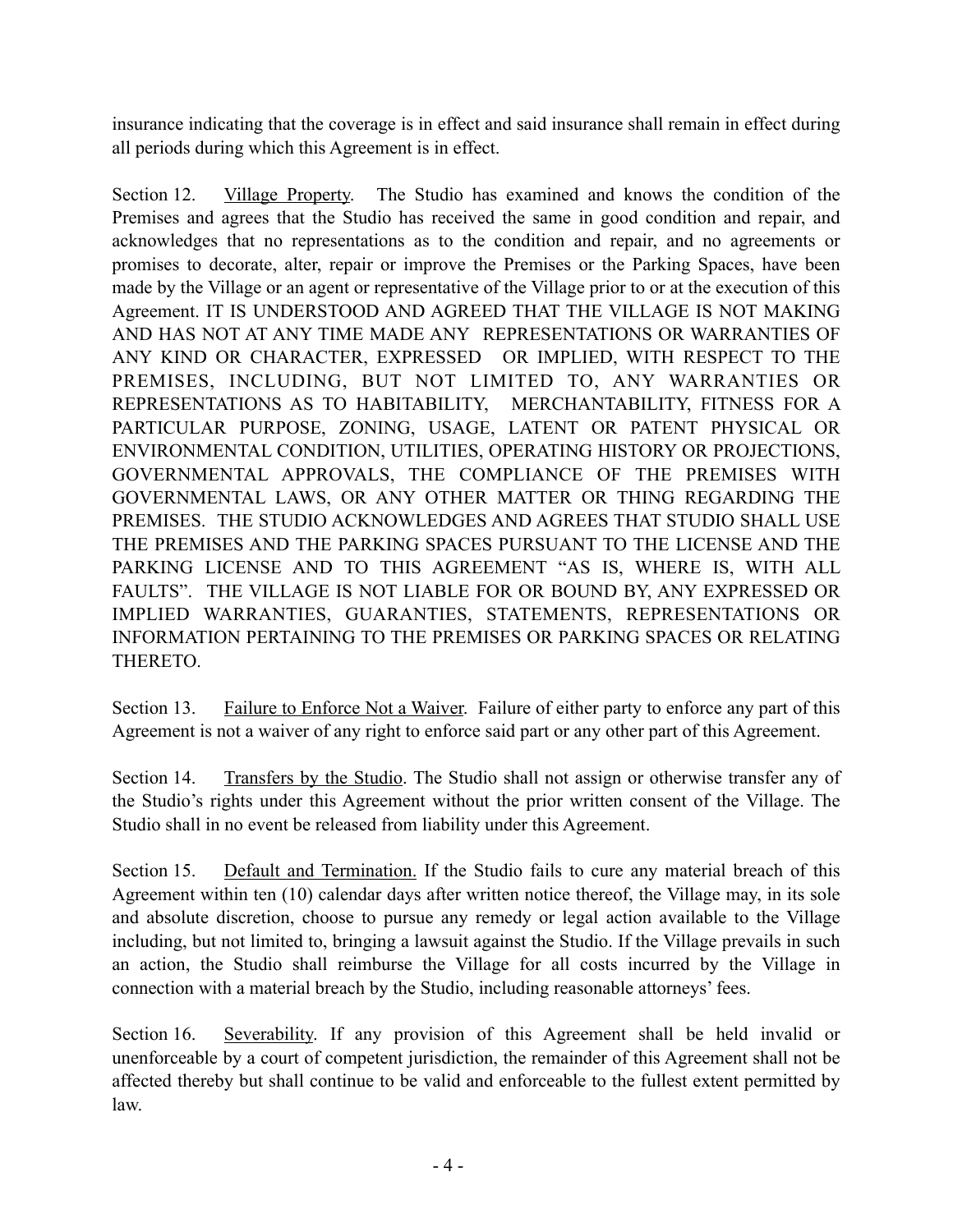insurance indicating that the coverage is in effect and said insurance shall remain in effect during all periods during which this Agreement is in effect.

Section 12. Village Property. The Studio has examined and knows the condition of the Premises and agrees that the Studio has received the same in good condition and repair, and acknowledges that no representations as to the condition and repair, and no agreements or promises to decorate, alter, repair or improve the Premises or the Parking Spaces, have been made by the Village or an agent or representative of the Village prior to or at the execution of this Agreement. IT IS UNDERSTOOD AND AGREED THAT THE VILLAGE IS NOT MAKING AND HAS NOT AT ANY TIME MADE ANY REPRESENTATIONS OR WARRANTIES OF ANY KIND OR CHARACTER, EXPRESSED OR IMPLIED, WITH RESPECT TO THE PREMISES, INCLUDING, BUT NOT LIMITED TO, ANY WARRANTIES OR REPRESENTATIONS AS TO HABITABILITY, MERCHANTABILITY, FITNESS FOR A PARTICULAR PURPOSE, ZONING, USAGE, LATENT OR PATENT PHYSICAL OR ENVIRONMENTAL CONDITION, UTILITIES, OPERATING HISTORY OR PROJECTIONS, GOVERNMENTAL APPROVALS, THE COMPLIANCE OF THE PREMISES WITH GOVERNMENTAL LAWS, OR ANY OTHER MATTER OR THING REGARDING THE PREMISES. THE STUDIO ACKNOWLEDGES AND AGREES THAT STUDIO SHALL USE THE PREMISES AND THE PARKING SPACES PURSUANT TO THE LICENSE AND THE PARKING LICENSE AND TO THIS AGREEMENT "AS IS, WHERE IS, WITH ALL FAULTS". THE VILLAGE IS NOT LIABLE FOR OR BOUND BY, ANY EXPRESSED OR IMPLIED WARRANTIES, GUARANTIES, STATEMENTS, REPRESENTATIONS OR INFORMATION PERTAINING TO THE PREMISES OR PARKING SPACES OR RELATING THERETO.

Section 13. Failure to Enforce Not a Waiver. Failure of either party to enforce any part of this Agreement is not a waiver of any right to enforce said part or any other part of this Agreement.

Section 14. Transfers by the Studio. The Studio shall not assign or otherwise transfer any of the Studio's rights under this Agreement without the prior written consent of the Village. The Studio shall in no event be released from liability under this Agreement.

Section 15. Default and Termination. If the Studio fails to cure any material breach of this Agreement within ten (10) calendar days after written notice thereof, the Village may, in its sole and absolute discretion, choose to pursue any remedy or legal action available to the Village including, but not limited to, bringing a lawsuit against the Studio. If the Village prevails in such an action, the Studio shall reimburse the Village for all costs incurred by the Village in connection with a material breach by the Studio, including reasonable attorneys' fees.

Section 16. Severability. If any provision of this Agreement shall be held invalid or unenforceable by a court of competent jurisdiction, the remainder of this Agreement shall not be affected thereby but shall continue to be valid and enforceable to the fullest extent permitted by law.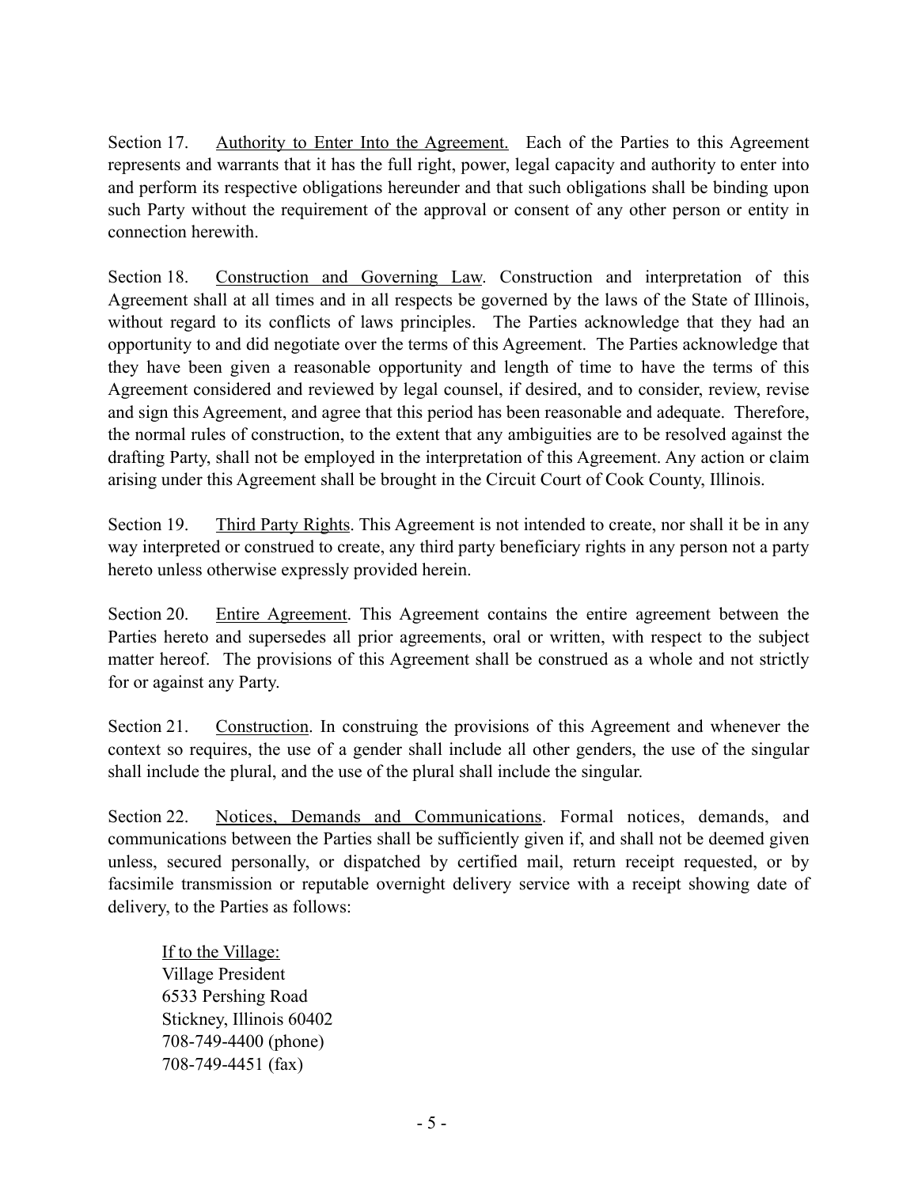Section 17. Authority to Enter Into the Agreement. Each of the Parties to this Agreement represents and warrants that it has the full right, power, legal capacity and authority to enter into and perform its respective obligations hereunder and that such obligations shall be binding upon such Party without the requirement of the approval or consent of any other person or entity in connection herewith.

Section 18. Construction and Governing Law. Construction and interpretation of this Agreement shall at all times and in all respects be governed by the laws of the State of Illinois, without regard to its conflicts of laws principles. The Parties acknowledge that they had an opportunity to and did negotiate over the terms of this Agreement. The Parties acknowledge that they have been given a reasonable opportunity and length of time to have the terms of this Agreement considered and reviewed by legal counsel, if desired, and to consider, review, revise and sign this Agreement, and agree that this period has been reasonable and adequate. Therefore, the normal rules of construction, to the extent that any ambiguities are to be resolved against the drafting Party, shall not be employed in the interpretation of this Agreement. Any action or claim arising under this Agreement shall be brought in the Circuit Court of Cook County, Illinois.

Section 19. Third Party Rights. This Agreement is not intended to create, nor shall it be in any way interpreted or construed to create, any third party beneficiary rights in any person not a party hereto unless otherwise expressly provided herein.

Section 20. Entire Agreement. This Agreement contains the entire agreement between the Parties hereto and supersedes all prior agreements, oral or written, with respect to the subject matter hereof. The provisions of this Agreement shall be construed as a whole and not strictly for or against any Party.

Section 21. Construction. In construing the provisions of this Agreement and whenever the context so requires, the use of a gender shall include all other genders, the use of the singular shall include the plural, and the use of the plural shall include the singular.

Section 22. Notices, Demands and Communications. Formal notices, demands, and communications between the Parties shall be sufficiently given if, and shall not be deemed given unless, secured personally, or dispatched by certified mail, return receipt requested, or by facsimile transmission or reputable overnight delivery service with a receipt showing date of delivery, to the Parties as follows:

If to the Village:
Village President
6533 Pershing Road
Stickney, Illinois 60402
708-749-4400 (phone)
708-749-4451 (fax)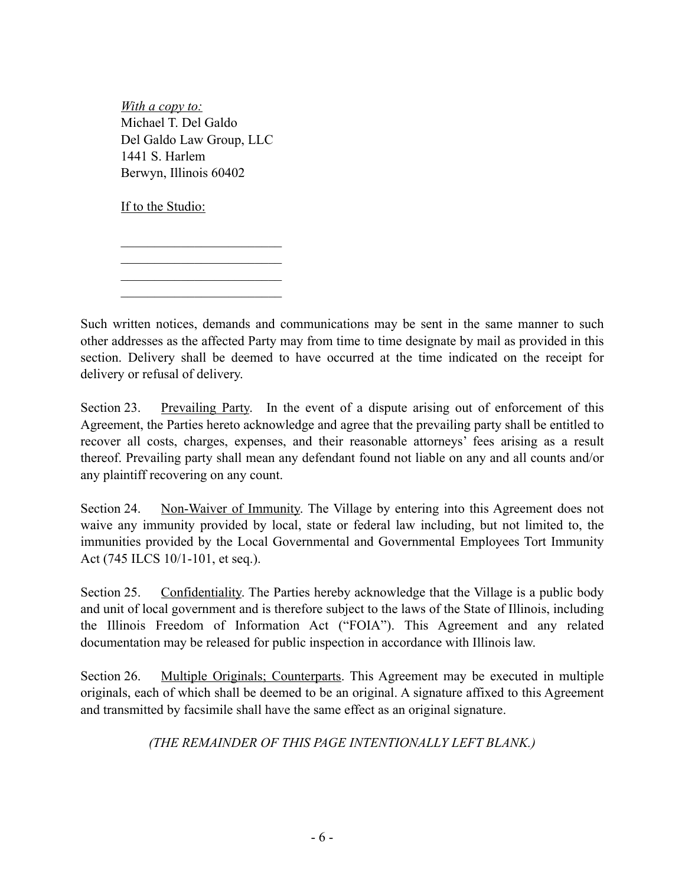*With a copy to:*
Michael T. Del Galdo
Del Galdo Law Group, LLC
1441 S. Harlem
Berwyn, Illinois 60402

If to the Studio:

\_\_\_\_\_\_\_\_\_\_\_\_\_\_\_\_\_\_\_\_\_\_\_\_\_
\_\_\_\_\_\_\_\_\_\_\_\_\_\_\_\_\_\_\_\_\_\_\_\_\_
\_\_\_\_\_\_\_\_\_\_\_\_\_\_\_\_\_\_\_\_\_\_\_\_\_
\_\_\_\_\_\_\_\_\_\_\_\_\_\_\_\_\_\_\_\_\_\_\_\_\_

Such written notices, demands and communications may be sent in the same manner to such other addresses as the affected Party may from time to time designate by mail as provided in this section. Delivery shall be deemed to have occurred at the time indicated on the receipt for delivery or refusal of delivery.

Section 23. Prevailing Party. In the event of a dispute arising out of enforcement of this Agreement, the Parties hereto acknowledge and agree that the prevailing party shall be entitled to recover all costs, charges, expenses, and their reasonable attorneys' fees arising as a result thereof. Prevailing party shall mean any defendant found not liable on any and all counts and/or any plaintiff recovering on any count.

Section 24. Non-Waiver of Immunity. The Village by entering into this Agreement does not waive any immunity provided by local, state or federal law including, but not limited to, the immunities provided by the Local Governmental and Governmental Employees Tort Immunity Act (745 ILCS 10/1-101, et seq.).

Section 25. Confidentiality. The Parties hereby acknowledge that the Village is a public body and unit of local government and is therefore subject to the laws of the State of Illinois, including the Illinois Freedom of Information Act ("FOIA"). This Agreement and any related documentation may be released for public inspection in accordance with Illinois law.

Section 26. Multiple Originals; Counterparts. This Agreement may be executed in multiple originals, each of which shall be deemed to be an original. A signature affixed to this Agreement and transmitted by facsimile shall have the same effect as an original signature.

*(THE REMAINDER OF THIS PAGE INTENTIONALLY LEFT BLANK.)*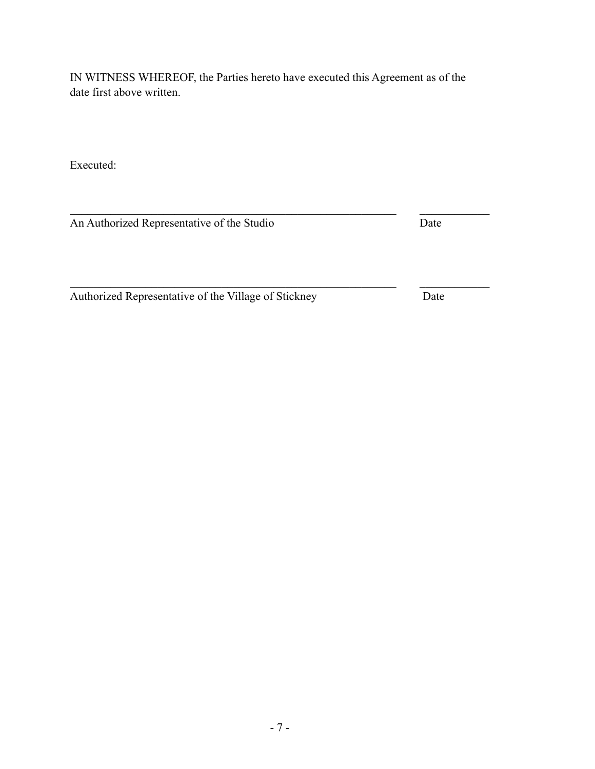IN WITNESS WHEREOF, the Parties hereto have executed this Agreement as of the date first above written.

Executed:

_____________________________________________________________ ____________

An Authorized Representative of the Studio Date

_____________________________________________________________ ____________

Authorized Representative of the Village of Stickney Date